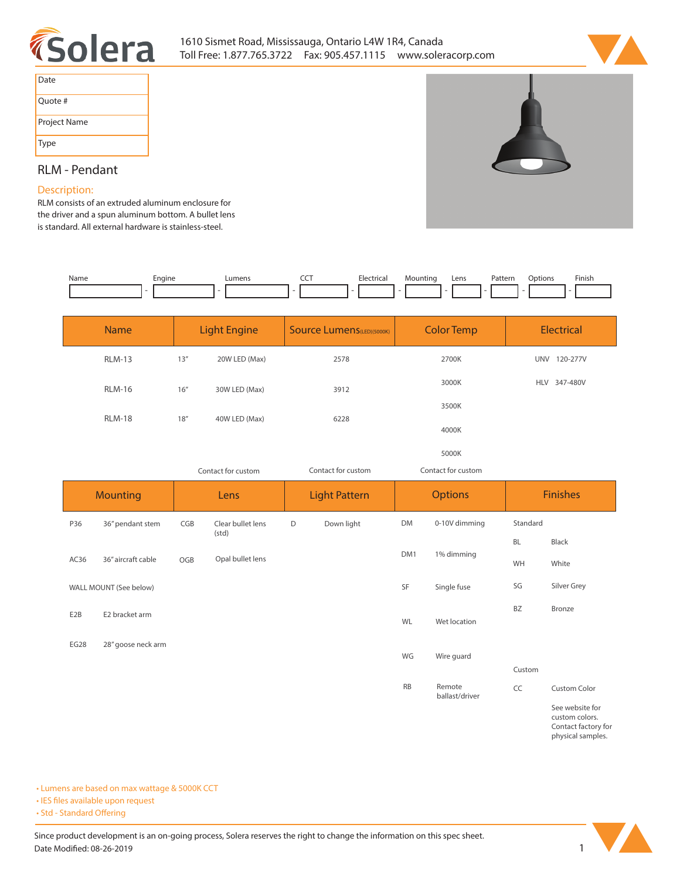# Solera

1610 Sismet Road, Mississauga, Ontario L4W 1R4, Canada
Toll Free: 1.877.765.3722 Fax: 905.457.1115 www.soleracorp.com

| |
|---|
| Date |
| Quote # |
| Project Name |
| Type |

## RLM - Pendant

### Description:

RLM consists of an extruded aluminum enclosure for the driver and a spun aluminum bottom. A bullet lens is standard. All external hardware is stainless-steel.

| Name | Engine | Lumens | CCT | Electrical | Mounting | Lens | Pattern | Options | Finish |
|---|---|---|---|---|---|---|---|---|---|
| | - | - | - | - | - | - | - | - | - |

| Name | Light Engine | | Source Lumens (LED)(5000K) | Color Temp | Electrical |
|---|---|---|---|---|---|
| RLM-13 | 13" | 20W LED (Max) | 2578 | 2700K | UNV 120-277V |
| RLM-16 | 16" | 30W LED (Max) | 3912 | 3000K | HLV 347-480V |
| RLM-18 | 18" | 40W LED (Max) | 6228 | 3500K | |
| | | | | 4000K | |
| | | | | 5000K | |
| | Contact for custom | | Contact for custom | Contact for custom | |

| Mounting | | Lens | | Light Pattern | | Options | | Finishes | |
|---|---|---|---|---|---|---|---|---|---|
| P36 | 36" pendant stem | CGB | Clear bullet lens (std) | D | Down light | DM | 0-10V dimming | Standard | |
| AC36 | 36" aircraft cable | OGB | Opal bullet lens | | | DM1 | 1% dimming | BL | Black |
| WALL MOUNT (See below) | | | | | | SF | Single fuse | WH | White |
| E2B | E2 bracket arm | | | | | WL | Wet location | SG | Silver Grey |
| EG28 | 28" goose neck arm | | | | | WG | Wire guard | BZ | Bronze |
| | | | | | | RB | Remote ballast/driver | Custom | |
| | | | | | | | | CC | Custom Color |
| | | | | | | | | | See website for custom colors. Contact factory for physical samples. |

- Lumens are based on max wattage & 5000K CCT
- IES files available upon request
- Std - Standard Offering

Since product development is an on-going process, Solera reserves the right to change the information on this spec sheet.
Date Modified: 08-26-2019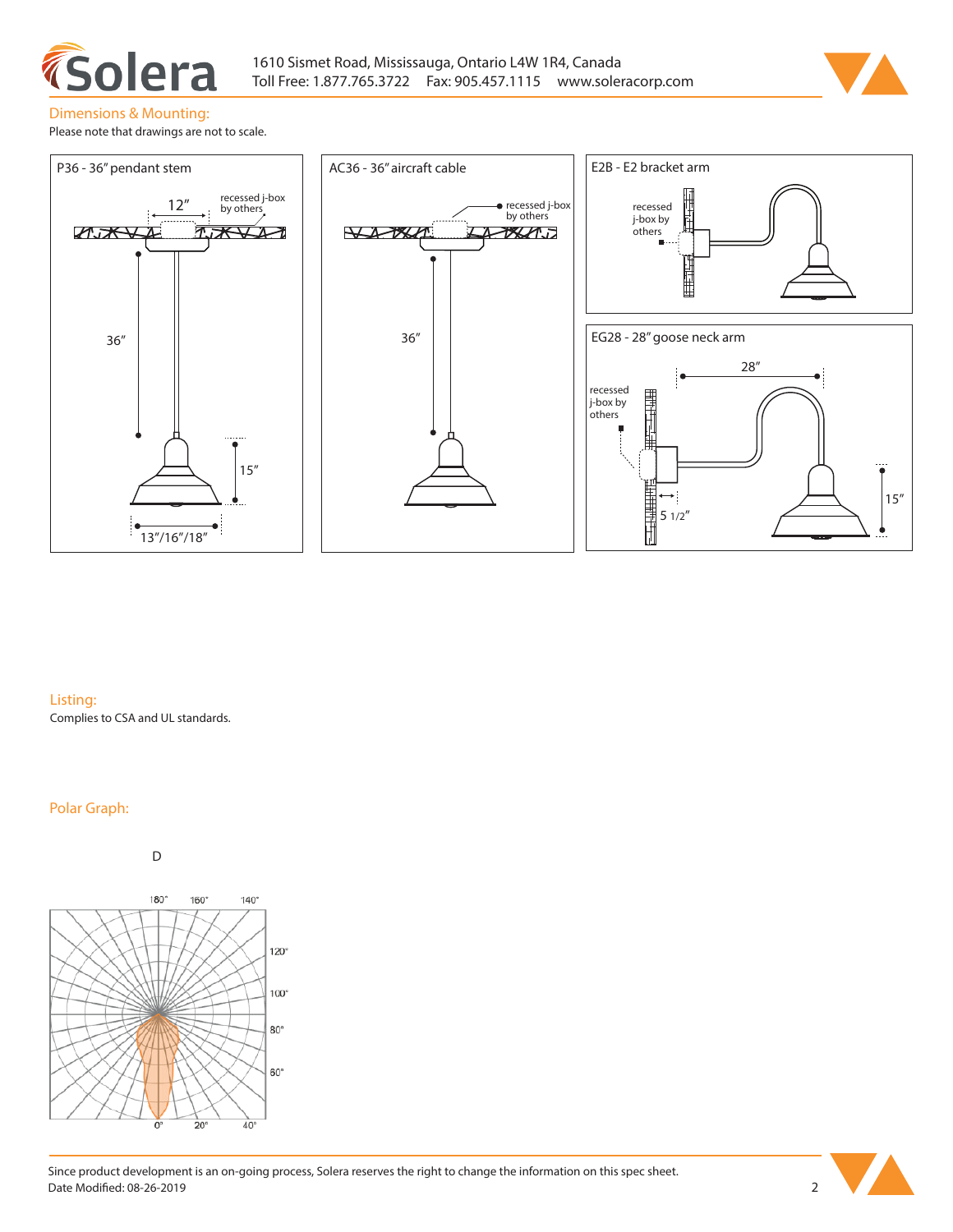Solera

1610 Sismet Road, Mississauga, Ontario L4W 1R4, Canada
Toll Free: 1.877.765.3722 Fax: 905.457.1115 www.soleracorp.com

## Dimensions & Mounting:

Please note that drawings are not to scale.

P36 - 36" pendant stem

12"
recessed j-box by others
36"
15"
13"/16"/18"

AC36 - 36" aircraft cable

recessed j-box by others
36"

E2B - E2 bracket arm

recessed j-box by others

EG28 - 28" goose neck arm

28"
recessed j-box by others
5 1/2"
15"

## Listing:

Complies to CSA and UL standards.

## Polar Graph:

D

180° 160° 140°
120°
100°
80°
60°
0° 20° 40°

Since product development is an on-going process, Solera reserves the right to change the information on this spec sheet.
Date Modified: 08-26-2019